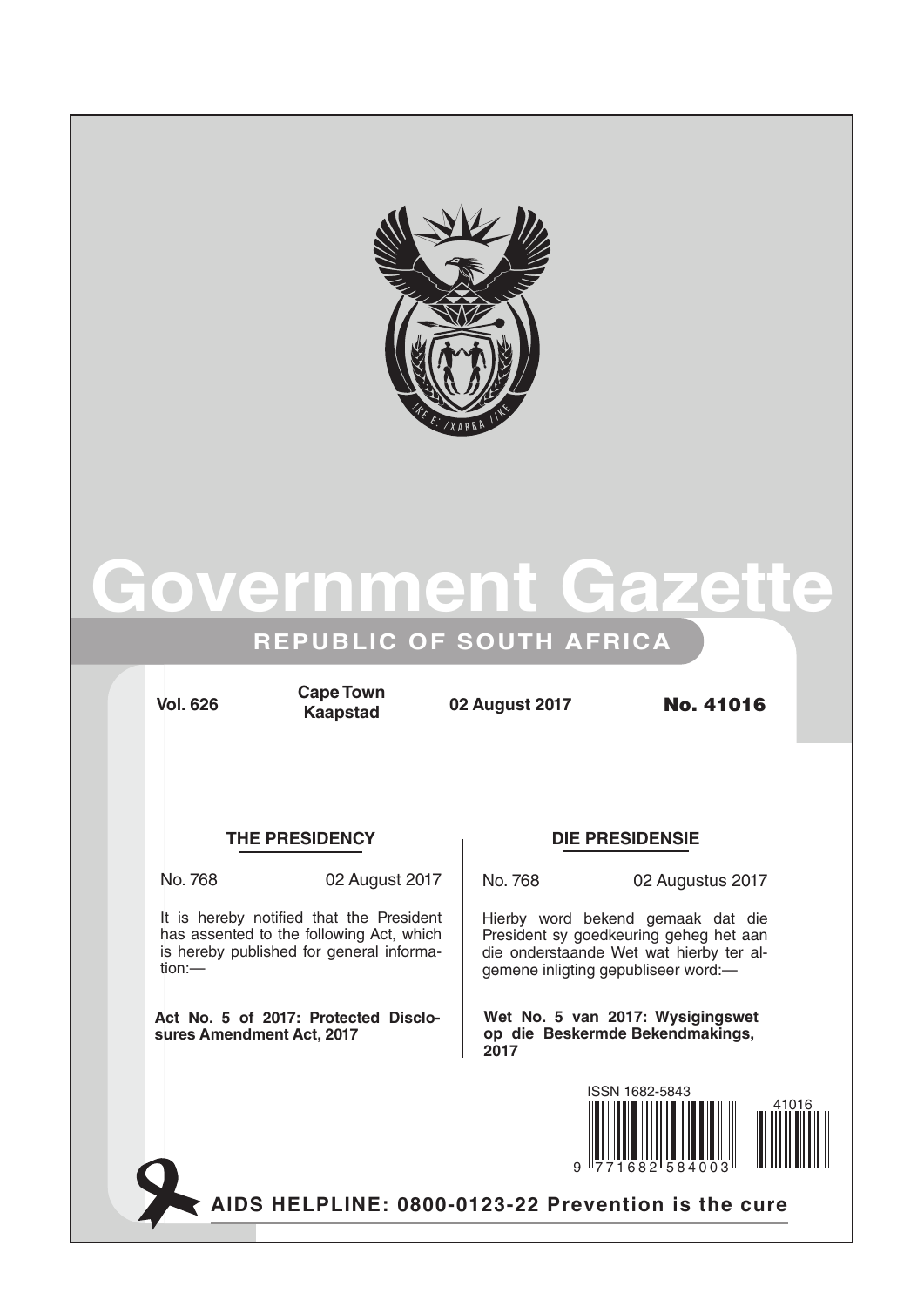# Government Gazette

## REPUBLIC OF SOUTH AFRICA

**Vol. 626** | **Cape Town / Kaapstad** | **02 August 2017** | **No. 41016**

### THE PRESIDENCY

No. 768 02 August 2017

It is hereby notified that the President has assented to the following Act, which is hereby published for general information:—

**Act No. 5 of 2017: Protected Disclosures Amendment Act, 2017**

### DIE PRESIDENSIE

No. 768 02 Augustus 2017

Hierby word bekend gemaak dat die President sy goedkeuring geheg het aan die onderstaande Wet wat hierby ter algemene inligting gepubliseer word:—

**Wet No. 5 van 2017: Wysigingswet op die Beskermde Bekendmakings, 2017**

ISSN 1682-5843

**AIDS HELPLINE: 0800-0123-22 Prevention is the cure**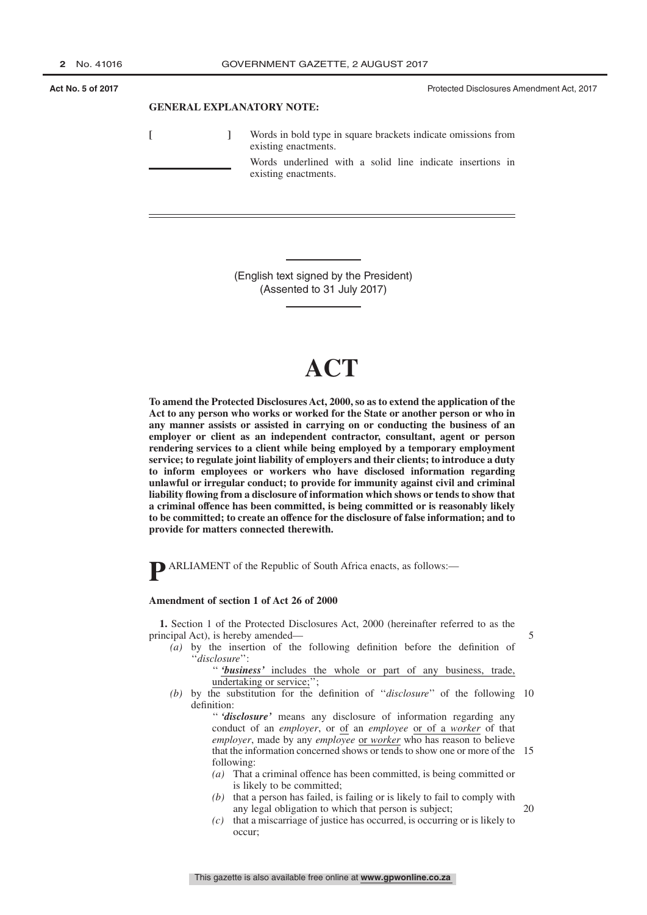**GENERAL EXPLANATORY NOTE:**

[ ] Words in bold type in square brackets indicate omissions from existing enactments.

\_\_\_\_\_ Words underlined with a solid line indicate insertions in existing enactments.

(English text signed by the President)
(Assented to 31 July 2017)

# ACT

**To amend the Protected Disclosures Act, 2000, so as to extend the application of the Act to any person who works or worked for the State or another person or who in any manner assists or assisted in carrying on or conducting the business of an employer or client as an independent contractor, consultant, agent or person rendering services to a client while being employed by a temporary employment service; to regulate joint liability of employers and their clients; to introduce a duty to inform employees or workers who have disclosed information regarding unlawful or irregular conduct; to provide for immunity against civil and criminal liability flowing from a disclosure of information which shows or tends to show that a criminal offence has been committed, is being committed or is reasonably likely to be committed; to create an offence for the disclosure of false information; and to provide for matters connected therewith.**

PARLIAMENT of the Republic of South Africa enacts, as follows:—

**Amendment of section 1 of Act 26 of 2000**

**1.** Section 1 of the Protected Disclosures Act, 2000 (hereinafter referred to as the principal Act), is hereby amended—

*(a)* by the insertion of the following definition before the definition of ''*disclosure*'':

'' <u>***'business'*** includes the whole or part of any business, trade, undertaking or service;</u>'';

*(b)* by the substitution for the definition of ''*disclosure*'' of the following definition:

'' ***'disclosure'*** means any disclosure of information regarding any conduct of an *employer*, or <u>of</u> an *employee* <u>or of a *worker*</u> of that *employer*, made by any *employee* <u>or *worker*</u> who has reason to believe that the information concerned shows or tends to show one or more of the following:

*(a)* That a criminal offence has been committed, is being committed or is likely to be committed;

*(b)* that a person has failed, is failing or is likely to fail to comply with any legal obligation to which that person is subject;

*(c)* that a miscarriage of justice has occurred, is occurring or is likely to occur;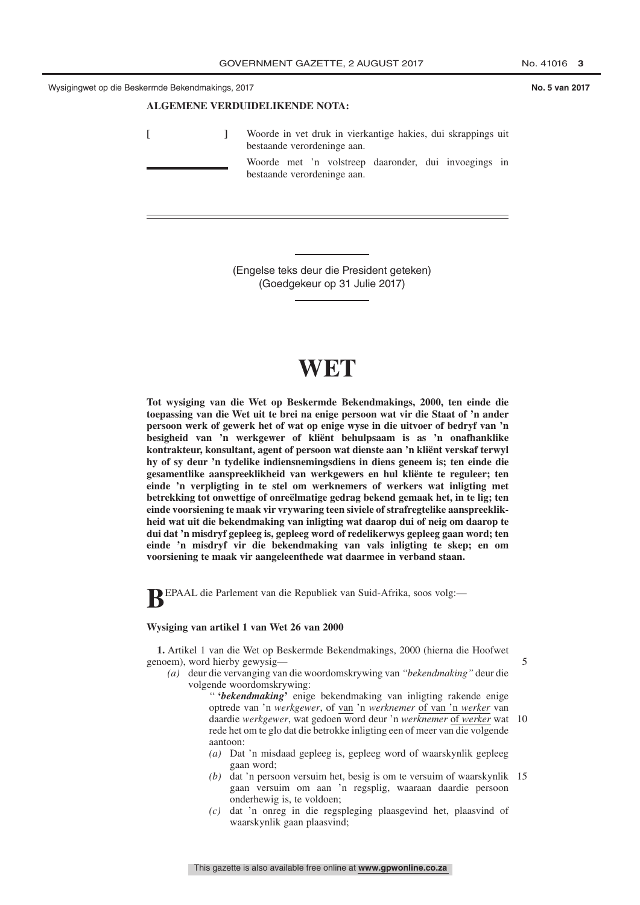**ALGEMENE VERDUIDELIKENDE NOTA:**

[ ] Woorde in vet druk in vierkantige hakies, dui skrappings uit bestaande verordeninge aan.

\_\_\_\_\_ Woorde met 'n volstreep daaronder, dui invoegings in bestaande verordeninge aan.

(Engelse teks deur die President geteken)
(Goedgekeur op 31 Julie 2017)

# WET

**Tot wysiging van die Wet op Beskermde Bekendmakings, 2000, ten einde die toepassing van die Wet uit te brei na enige persoon wat vir die Staat of 'n ander persoon werk of gewerk het of wat op enige wyse in die uitvoer of bedryf van 'n besigheid van 'n werkgewer of kliënt behulpsaam is as 'n onafhanklike kontrakteur, konsultant, agent of persoon wat dienste aan 'n kliënt verskaf terwyl hy of sy deur 'n tydelike indiensnemingsdiens in diens geneem is; ten einde die gesamentlike aanspreeklikheid van werkgewers en hul kliënte te reguleer; ten einde 'n verpligting in te stel om werknemers of werkers wat inligting met betrekking tot onwettige of onreëlmatige gedrag bekend gemaak het, in te lig; ten einde voorsiening te maak vir vrywaring teen siviele of strafregtelike aanspreeklikheid wat uit die bekendmaking van inligting wat daarop dui of neig om daarop te dui dat 'n misdryf gepleeg is, gepleeg word of redelikerwys gepleeg gaan word; ten einde 'n misdryf vir die bekendmaking van vals inligting te skep; en om voorsiening te maak vir aangeleenthede wat daarmee in verband staan.**

**B**EPAAL die Parlement van die Republiek van Suid-Afrika, soos volg:—

**Wysiging van artikel 1 van Wet 26 van 2000**

**1.** Artikel 1 van die Wet op Beskermde Bekendmakings, 2000 (hierna die Hoofwet genoem), word hierby gewysig—

*(a)* deur die vervanging van die woordomskrywing van *"bekendmaking"* deur die volgende woordomskrywing:

"**'*bekendmaking*'** enige bekendmaking van inligting rakende enige optrede van 'n *werkgewer*, of <u>van</u> 'n *werknemer* <u>of van 'n *werker*</u> van daardie *werkgewer*, wat gedoen word deur 'n *werknemer* <u>of *werker*</u> wat rede het om te glo dat die betrokke inligting een of meer van die volgende aantoon:

*(a)* Dat 'n misdaad gepleeg is, gepleeg word of waarskynlik gepleeg gaan word;

*(b)* dat 'n persoon versuim het, besig is om te versuim of waarskynlik gaan versuim om aan 'n regsplig, waaraan daardie persoon onderhewig is, te voldoen;

*(c)* dat 'n onreg in die regspleging plaasgevind het, plaasvind of waarskynlik gaan plaasvind;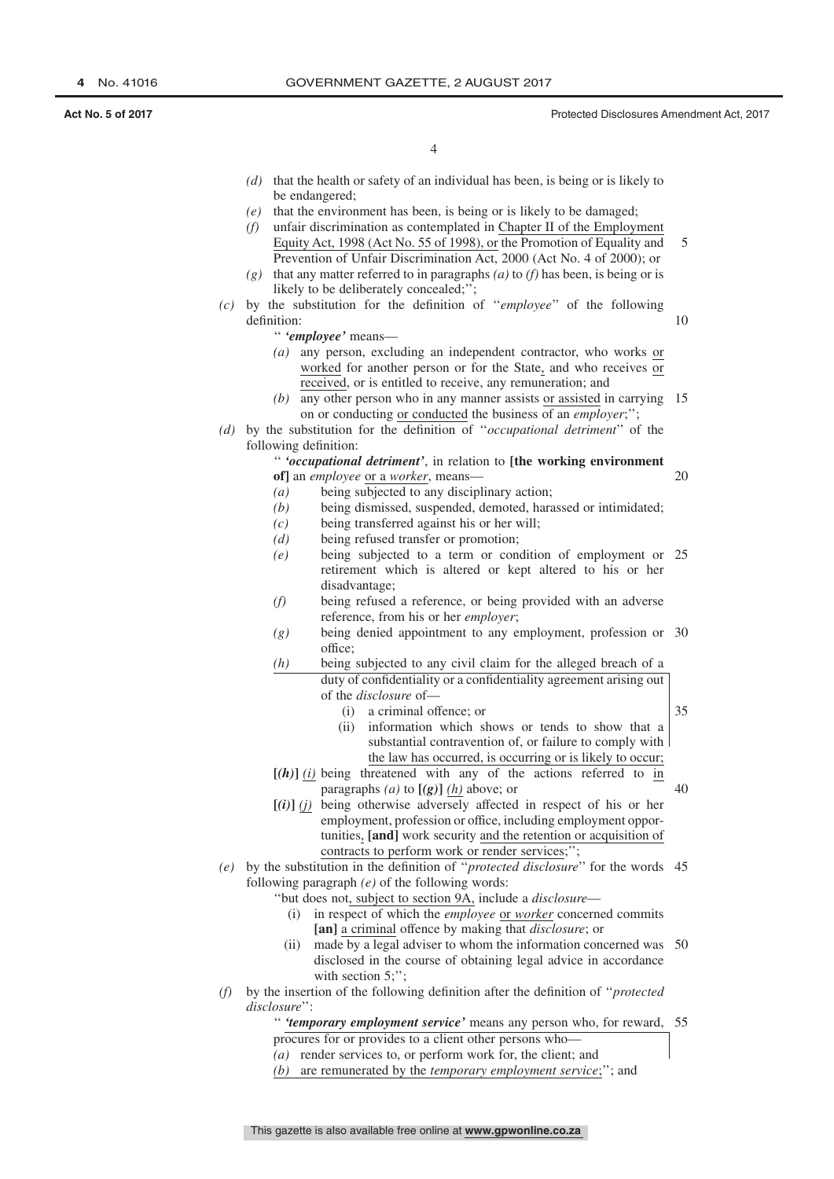*(d)* that the health or safety of an individual has been, is being or is likely to be endangered;

*(e)* that the environment has been, is being or is likely to be damaged;

*(f)* unfair discrimination as contemplated in Chapter II of the Employment Equity Act, 1998 (Act No. 55 of 1998), or the Promotion of Equality and Prevention of Unfair Discrimination Act, 2000 (Act No. 4 of 2000); or

*(g)* that any matter referred to in paragraphs *(a)* to *(f)* has been, is being or is likely to be deliberately concealed;'';

*(c)* by the substitution for the definition of ''*employee*'' of the following definition:

'' ***'employee'*** means—

*(a)* any person, excluding an independent contractor, who works or worked for another person or for the State, and who receives or received, or is entitled to receive, any remuneration; and

*(b)* any other person who in any manner assists or assisted in carrying on or conducting or conducted the business of an *employer*;'';

*(d)* by the substitution for the definition of ''*occupational detriment*'' of the following definition:

'' ***'occupational detriment'***, in relation to **[the working environment of]** an *employee* or a *worker*, means—

*(a)* being subjected to any disciplinary action;

*(b)* being dismissed, suspended, demoted, harassed or intimidated;

*(c)* being transferred against his or her will;

*(d)* being refused transfer or promotion;

*(e)* being subjected to a term or condition of employment or retirement which is altered or kept altered to his or her disadvantage;

*(f)* being refused a reference, or being provided with an adverse reference, from his or her *employer*;

*(g)* being denied appointment to any employment, profession or office;

*(h)* being subjected to any civil claim for the alleged breach of a duty of confidentiality or a confidentiality agreement arising out of the *disclosure* of—

(i) a criminal offence; or

(ii) information which shows or tends to show that a substantial contravention of, or failure to comply with the law has occurred, is occurring or is likely to occur;

**[*(h)*]** *(i)* being threatened with any of the actions referred to in paragraphs *(a)* to **[*(g)*]** *(h)* above; or

**[*(i)*]** *(j)* being otherwise adversely affected in respect of his or her employment, profession or office, including employment opportunities, **[and]** work security and the retention or acquisition of contracts to perform work or render services;'';

*(e)* by the substitution in the definition of ''*protected disclosure*'' for the words following paragraph *(e)* of the following words:

''but does not, subject to section 9A, include a *disclosure*—

(i) in respect of which the *employee* or *worker* concerned commits **[an]** a criminal offence by making that *disclosure*; or

(ii) made by a legal adviser to whom the information concerned was disclosed in the course of obtaining legal advice in accordance with section 5;'';

*(f)* by the insertion of the following definition after the definition of ''*protected disclosure*'':

'' ***'temporary employment service'*** means any person who, for reward, procures for or provides to a client other persons who—

*(a)* render services to, or perform work for, the client; and

*(b)* are remunerated by the *temporary employment service*;''; and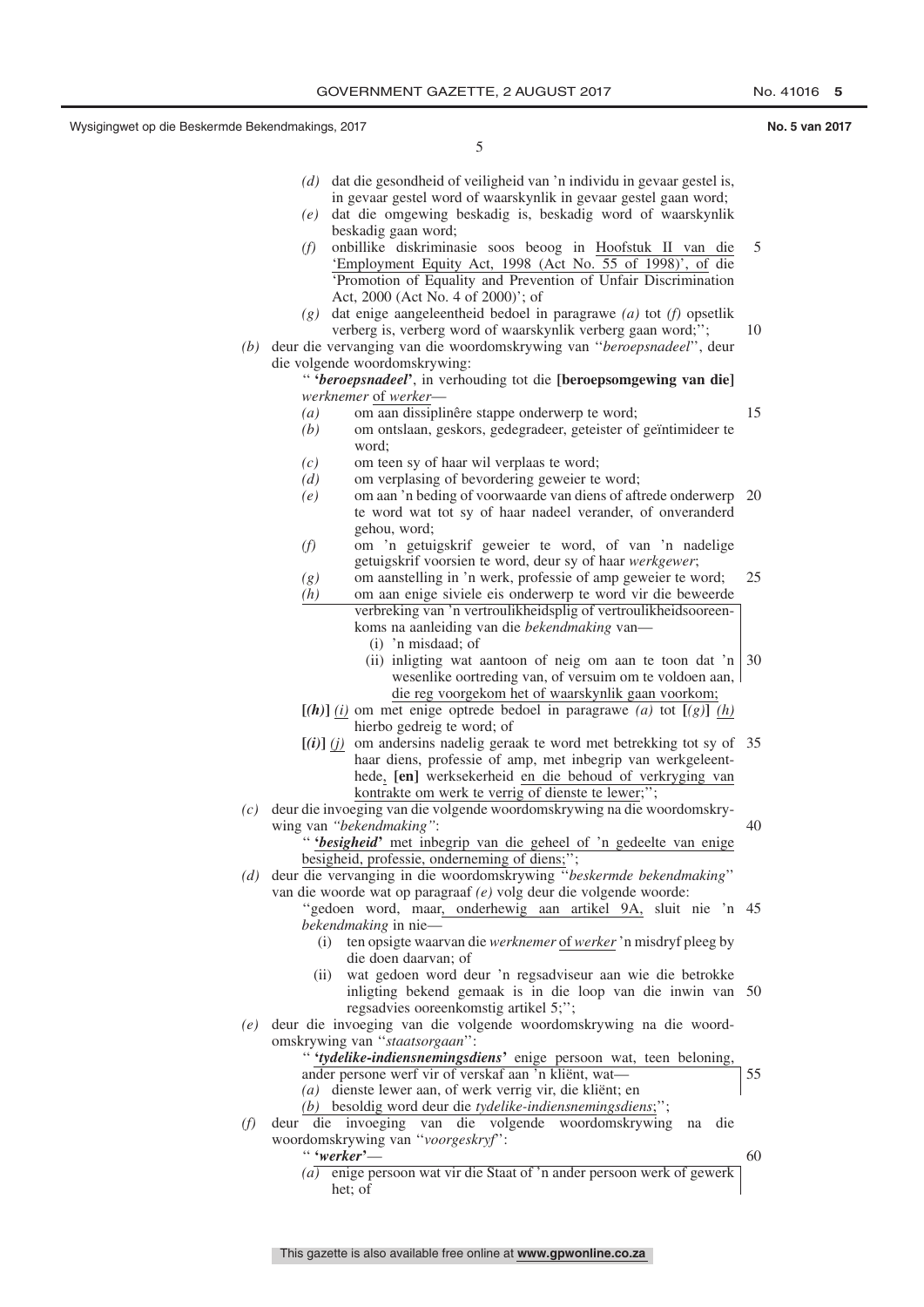*(d)* dat die gesondheid of veiligheid van 'n individu in gevaar gestel is, in gevaar gestel word of waarskynlik in gevaar gestel gaan word;

*(e)* dat die omgewing beskadig is, beskadig word of waarskynlik beskadig gaan word;

*(f)* onbillike diskriminasie soos beoog in Hoofstuk II van die 'Employment Equity Act, 1998 (Act No. 55 of 1998)', of die 'Promotion of Equality and Prevention of Unfair Discrimination Act, 2000 (Act No. 4 of 2000)'; of

*(g)* dat enige aangeleentheid bedoel in paragrawe *(a)* tot *(f)* opsetlik verberg is, verberg word of waarskynlik verberg gaan word;'';

*(b)* deur die vervanging van die woordomskrywing van ''*beroepsnadeel*'', deur die volgende woordomskrywing:

'' **'*beroepsnadeel*'**, in verhouding tot die **[beroepsomgewing van die]** *werknemer* of *werker*—

*(a)* om aan dissiplinêre stappe onderwerp te word;

*(b)* om ontslaan, geskors, gedegradeer, geteister of geïntimideer te word;

*(c)* om teen sy of haar wil verplaas te word;

*(d)* om verplasing of bevordering geweier te word;

*(e)* om aan 'n beding of voorwaarde van diens of aftrede onderwerp te word wat tot sy of haar nadeel verander, of onveranderd gehou, word;

*(f)* om 'n getuigskrif geweier te word, of van 'n nadelige getuigskrif voorsien te word, deur sy of haar *werkgewer*;

*(g)* om aanstelling in 'n werk, professie of amp geweier te word;

*(h)* om aan enige siviele eis onderwerp te word vir die beweerde verbreking van 'n vertroulikheidsplig of vertroulikheidsooreenkoms na aanleiding van die *bekendmaking* van—

(i) 'n misdaad; of

(ii) inligting wat aantoon of neig om aan te toon dat 'n wesenlike oortreding van, of versuim om te voldoen aan, die reg voorgekom het of waarskynlik gaan voorkom;

**[*(h)*]** *(i)* om met enige optrede bedoel in paragrawe *(a)* tot **[*(g)*]** *(h)* hierbo gedreig te word; of

**[*(i)*]** *(j)* om andersins nadelig geraak te word met betrekking tot sy of haar diens, professie of amp, met inbegrip van werkgeleenthede, **[en]** werksekerheid en die behoud of verkryging van kontrakte om werk te verrig of dienste te lewer;'';

*(c)* deur die invoeging van die volgende woordomskrywing na die woordomskrywing van *''bekendmaking''*:

'' **'*besigheid*'** met inbegrip van die geheel of 'n gedeelte van enige besigheid, professie, onderneming of diens;'';

*(d)* deur die vervanging in die woordomskrywing ''*beskermde bekendmaking*'' van die woorde wat op paragraaf *(e)* volg deur die volgende woorde:

''gedoen word, maar, onderhewig aan artikel 9A, sluit nie 'n *bekendmaking* in nie—

(i) ten opsigte waarvan die *werknemer* of *werker* 'n misdryf pleeg by die doen daarvan; of

(ii) wat gedoen word deur 'n regsadviseur aan wie die betrokke inligting bekend gemaak is in die loop van die inwin van regsadvies ooreenkomstig artikel 5;'';

*(e)* deur die invoeging van die volgende woordomskrywing na die woordomskrywing van ''*staatsorgaan*'':

'' **'*tydelike-indiensnemingsdiens*'** enige persoon wat, teen beloning, ander persone werf vir of verskaf aan 'n kliënt, wat—

*(a)* dienste lewer aan, of werk verrig vir, die kliënt; en

*(b)* besoldig word deur die *tydelike-indiensnemingsdiens*;'';

*(f)* deur die invoeging van die volgende woordomskrywing na die woordomskrywing van ''*voorgeskryf*'':

'' **'*werker*'**—

*(a)* enige persoon wat vir die Staat of 'n ander persoon werk of gewerk het; of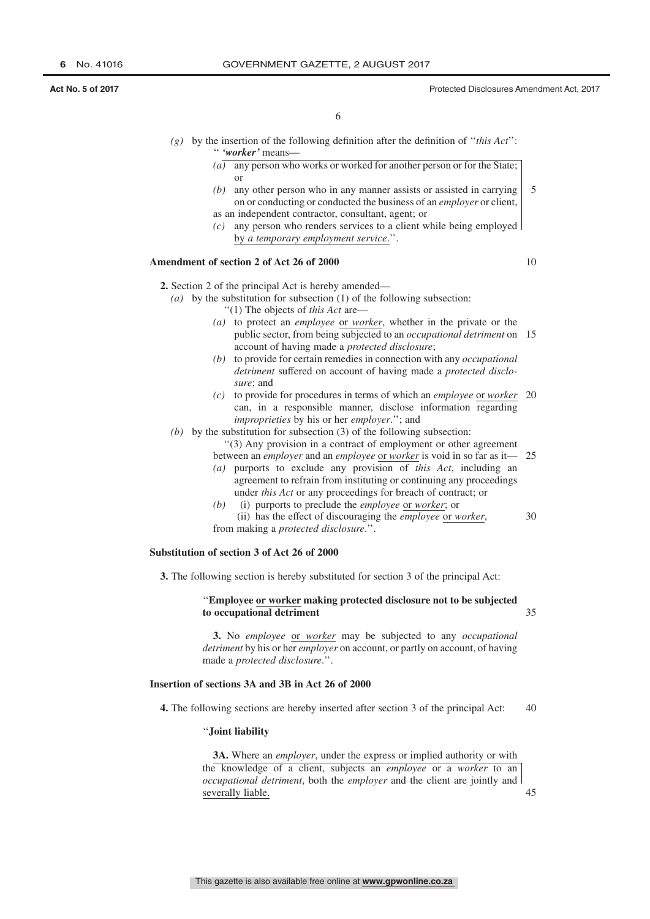*(g)* by the insertion of the following definition after the definition of ''*this Act*'':

'' *'worker'* means—

*(a)* any person who works or worked for another person or for the State; or

*(b)* any other person who in any manner assists or assisted in carrying on or conducting or conducted the business of an *employer* or client, as an independent contractor, consultant, agent; or

*(c)* any person who renders services to a client while being employed by *a temporary employment service*.''.

**Amendment of section 2 of Act 26 of 2000**

**2.** Section 2 of the principal Act is hereby amended—

*(a)* by the substitution for subsection (1) of the following subsection:

''(1) The objects of *this Act* are—

*(a)* to protect an *employee* or *worker*, whether in the private or the public sector, from being subjected to an *occupational detriment* on account of having made a *protected disclosure*;

*(b)* to provide for certain remedies in connection with any *occupational detriment* suffered on account of having made a *protected disclosure*; and

*(c)* to provide for procedures in terms of which an *employee* or *worker* can, in a responsible manner, disclose information regarding *improprieties* by his or her *employer*.''; and

*(b)* by the substitution for subsection (3) of the following subsection:

''(3) Any provision in a contract of employment or other agreement between an *employer* and an *employee* or *worker* is void in so far as it—

*(a)* purports to exclude any provision of *this Act*, including an agreement to refrain from instituting or continuing any proceedings under *this Act* or any proceedings for breach of contract; or

*(b)* (i) purports to preclude the *employee* or *worker*; or

(ii) has the effect of discouraging the *employee* or *worker*,

from making a *protected disclosure*.''.

**Substitution of section 3 of Act 26 of 2000**

**3.** The following section is hereby substituted for section 3 of the principal Act:

''**Employee or worker making protected disclosure not to be subjected to occupational detriment**

**3.** No *employee* or *worker* may be subjected to any *occupational detriment* by his or her *employer* on account, or partly on account, of having made a *protected disclosure*.''.

**Insertion of sections 3A and 3B in Act 26 of 2000**

**4.** The following sections are hereby inserted after section 3 of the principal Act:

''**Joint liability**

**3A.** Where an *employer*, under the express or implied authority or with the knowledge of a client, subjects an *employee* or a *worker* to an *occupational detriment*, both the *employer* and the client are jointly and severally liable.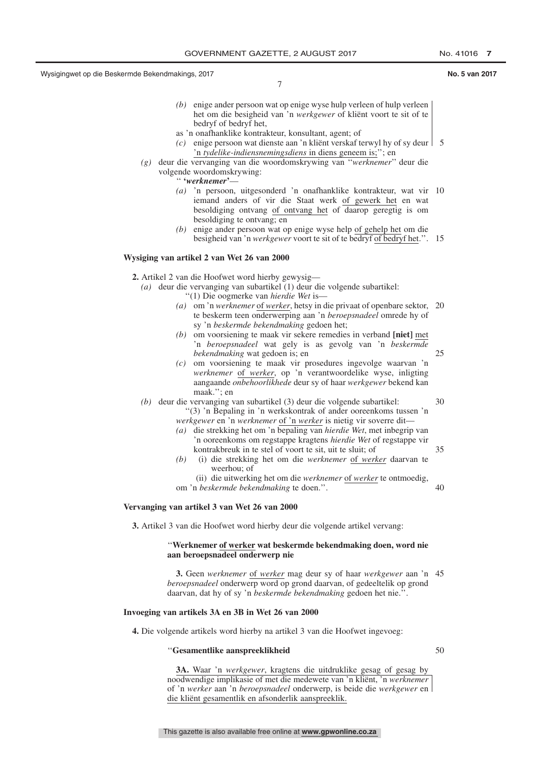*(b)* enige ander persoon wat op enige wyse hulp verleen of hulp verleen het om die besigheid van 'n *werkgewer* of kliënt voort te sit of te bedryf of bedryf het,

as 'n onafhanklike kontrakteur, konsultant, agent; of

*(c)* enige persoon wat dienste aan 'n kliënt verskaf terwyl hy of sy deur 'n *tydelike-indiensnemingsdiens* in diens geneem is;''; en

*(g)* deur die vervanging van die woordomskrywing van ''*werknemer*'' deur die volgende woordomskrywing:

'' **'*werknemer*'**—

*(a)* 'n persoon, uitgesonderd 'n onafhanklike kontrakteur, wat vir iemand anders of vir die Staat werk of gewerk het en wat besoldiging ontvang of ontvang het of daarop geregtig is om besoldiging te ontvang; en

*(b)* enige ander persoon wat op enige wyse help of gehelp het om die besigheid van 'n *werkgewer* voort te sit of te bedryf of bedryf het.''.

**Wysiging van artikel 2 van Wet 26 van 2000**

**2.** Artikel 2 van die Hoofwet word hierby gewysig—

*(a)* deur die vervanging van subartikel (1) deur die volgende subartikel:

''(1) Die oogmerke van *hierdie Wet* is—

*(a)* om 'n *werknemer* of *werker*, hetsy in die privaat of openbare sektor, te beskerm teen onderwerping aan 'n *beroepsnadeel* omrede hy of sy 'n *beskermde bekendmaking* gedoen het;

*(b)* om voorsiening te maak vir sekere remedies in verband **[niet]** met 'n *beroepsnadeel* wat gely is as gevolg van 'n *beskermde bekendmaking* wat gedoen is; en

*(c)* om voorsiening te maak vir prosedures ingevolge waarvan 'n *werknemer* of *werker*, op 'n verantwoordelike wyse, inligting aangaande *onbehoorlikhede* deur sy of haar *werkgewer* bekend kan maak.''; en

*(b)* deur die vervanging van subartikel (3) deur die volgende subartikel:

''(3) 'n Bepaling in 'n werkskontrak of ander ooreenkoms tussen 'n *werkgewer* en 'n *werknemer* of 'n *werker* is nietig vir soverre dit—

*(a)* die strekking het om 'n bepaling van *hierdie Wet*, met inbegrip van 'n ooreenkoms om regstappe kragtens *hierdie Wet* of regstappe vir kontrakbreuk in te stel of voort te sit, uit te sluit; of

*(b)* (i) die strekking het om die *werknemer* of *werker* daarvan te weerhou; of

(ii) die uitwerking het om die *werknemer* of *werker* te ontmoedig,

om 'n *beskermde bekendmaking* te doen.''.

**Vervanging van artikel 3 van Wet 26 van 2000**

**3.** Artikel 3 van die Hoofwet word hierby deur die volgende artikel vervang:

''**Werknemer of werker wat beskermde bekendmaking doen, word nie aan beroepsnadeel onderwerp nie**

**3.** Geen *werknemer* of *werker* mag deur sy of haar *werkgewer* aan 'n *beroepsnadeel* onderwerp word op grond daarvan, of gedeeltelik op grond daarvan, dat hy of sy 'n *beskermde bekendmaking* gedoen het nie.''.

**Invoeging van artikels 3A en 3B in Wet 26 van 2000**

**4.** Die volgende artikels word hierby na artikel 3 van die Hoofwet ingevoeg:

''**Gesamentlike aanspreeklikheid**

**3A.** Waar 'n *werkgewer*, kragtens die uitdruklike gesag of gesag by noodwendige implikasie of met die medewete van 'n kliënt, 'n *werknemer* of 'n *werker* aan 'n *beroepsnadeel* onderwerp, is beide die *werkgewer* en die kliënt gesamentlik en afsonderlik aanspreeklik.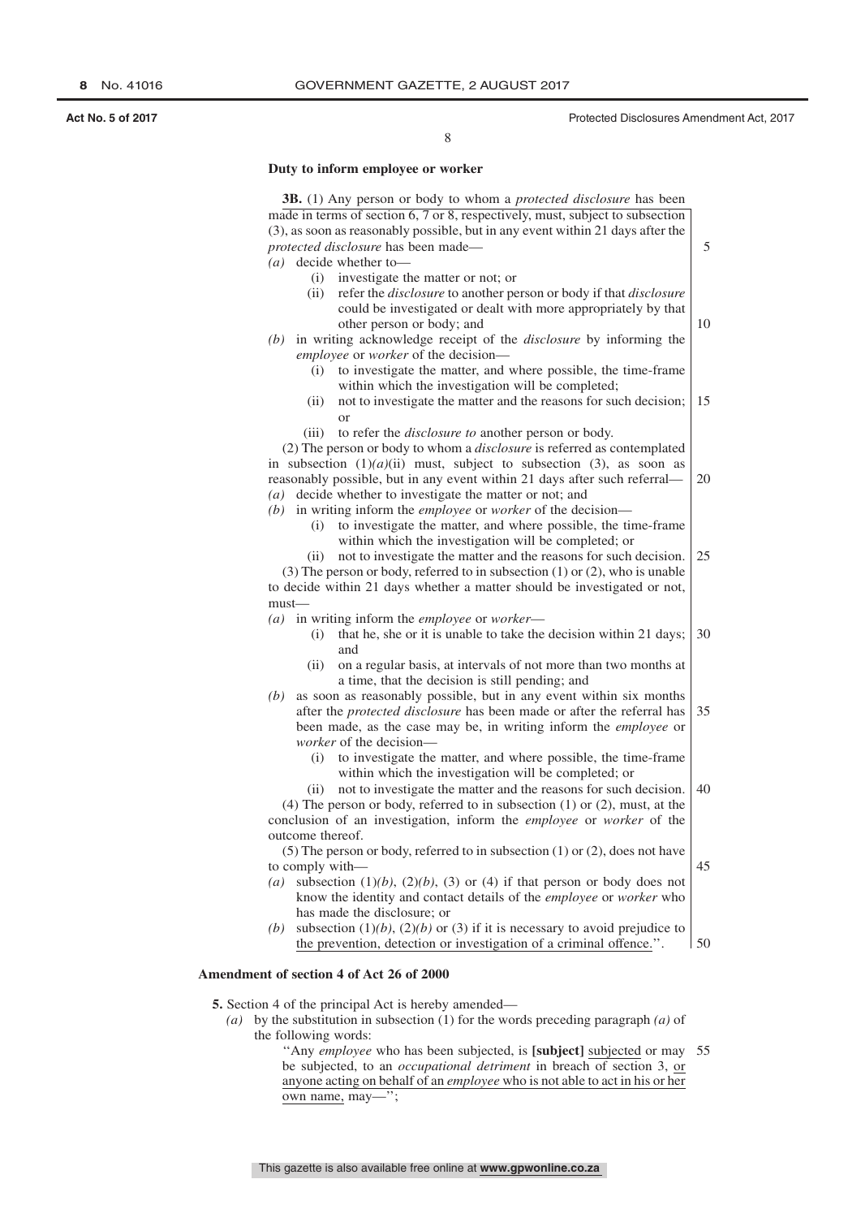**Duty to inform employee or worker**

**3B.** (1) Any person or body to whom a *protected disclosure* has been made in terms of section 6, 7 or 8, respectively, must, subject to subsection (3), as soon as reasonably possible, but in any event within 21 days after the *protected disclosure* has been made—

*(a)* decide whether to—

(i) investigate the matter or not; or

(ii) refer the *disclosure* to another person or body if that *disclosure* could be investigated or dealt with more appropriately by that other person or body; and

*(b)* in writing acknowledge receipt of the *disclosure* by informing the *employee* or *worker* of the decision—

(i) to investigate the matter, and where possible, the time-frame within which the investigation will be completed;

(ii) not to investigate the matter and the reasons for such decision; or

(iii) to refer the *disclosure to* another person or body.

(2) The person or body to whom a *disclosure* is referred as contemplated in subsection (1)*(a)*(ii) must, subject to subsection (3), as soon as reasonably possible, but in any event within 21 days after such referral—

*(a)* decide whether to investigate the matter or not; and

*(b)* in writing inform the *employee* or *worker* of the decision—

(i) to investigate the matter, and where possible, the time-frame within which the investigation will be completed; or

(ii) not to investigate the matter and the reasons for such decision.

(3) The person or body, referred to in subsection (1) or (2), who is unable to decide within 21 days whether a matter should be investigated or not, must—

*(a)* in writing inform the *employee* or *worker*—

(i) that he, she or it is unable to take the decision within 21 days; and

(ii) on a regular basis, at intervals of not more than two months at a time, that the decision is still pending; and

*(b)* as soon as reasonably possible, but in any event within six months after the *protected disclosure* has been made or after the referral has been made, as the case may be, in writing inform the *employee* or *worker* of the decision—

(i) to investigate the matter, and where possible, the time-frame within which the investigation will be completed; or

(ii) not to investigate the matter and the reasons for such decision.

(4) The person or body, referred to in subsection (1) or (2), must, at the conclusion of an investigation, inform the *employee* or *worker* of the outcome thereof.

(5) The person or body, referred to in subsection (1) or (2), does not have to comply with—

*(a)* subsection (1)*(b)*, (2)*(b)*, (3) or (4) if that person or body does not know the identity and contact details of the *employee* or *worker* who has made the disclosure; or

*(b)* subsection (1)*(b)*, (2)*(b)* or (3) if it is necessary to avoid prejudice to the prevention, detection or investigation of a criminal offence.''.

**Amendment of section 4 of Act 26 of 2000**

**5.** Section 4 of the principal Act is hereby amended—

*(a)* by the substitution in subsection (1) for the words preceding paragraph *(a)* of the following words:

''Any *employee* who has been subjected, is **[subject]** subjected or may be subjected, to an *occupational detriment* in breach of section 3, or anyone acting on behalf of an *employee* who is not able to act in his or her own name, may—'';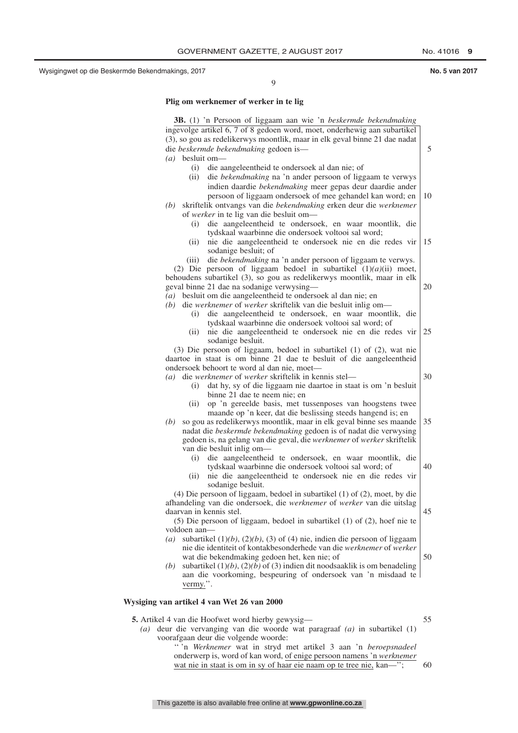**Plig om werknemer of werker in te lig**

**3B.** (1) 'n Persoon of liggaam aan wie 'n *beskermde bekendmaking* ingevolge artikel 6, 7 of 8 gedoen word, moet, onderhewig aan subartikel (3), so gou as redelikerwys moontlik, maar in elk geval binne 21 dae nadat die *beskermde bekendmaking* gedoen is—

*(a)* besluit om—

(i) die aangeleentheid te ondersoek al dan nie; of

(ii) die *bekendmaking* na 'n ander persoon of liggaam te verwys indien daardie *bekendmaking* meer gepas deur daardie ander persoon of liggaam ondersoek of mee gehandel kan word; en

*(b)* skriftelik ontvangs van die *bekendmaking* erken deur die *werknemer* of *werker* in te lig van die besluit om—

(i) die aangeleentheid te ondersoek, en waar moontlik, die tydskaal waarbinne die ondersoek voltooi sal word;

(ii) nie die aangeleentheid te ondersoek nie en die redes vir sodanige besluit; of

(iii) die *bekendmaking* na 'n ander persoon of liggaam te verwys.

(2) Die persoon of liggaam bedoel in subartikel (1)*(a)*(ii) moet, behoudens subartikel (3), so gou as redelikerwys moontlik, maar in elk geval binne 21 dae na sodanige verwysing—

*(a)* besluit om die aangeleentheid te ondersoek al dan nie; en

*(b)* die *werknemer* of *werker* skriftelik van die besluit inlig om—

(i) die aangeleentheid te ondersoek, en waar moontlik, die tydskaal waarbinne die ondersoek voltooi sal word; of

(ii) nie die aangeleentheid te ondersoek nie en die redes vir sodanige besluit.

(3) Die persoon of liggaam, bedoel in subartikel (1) of (2), wat nie daartoe in staat is om binne 21 dae te besluit of die aangeleentheid ondersoek behoort te word al dan nie, moet—

*(a)* die *werknemer* of *werker* skriftelik in kennis stel—

(i) dat hy, sy of die liggaam nie daartoe in staat is om 'n besluit binne 21 dae te neem nie; en

(ii) op 'n gereelde basis, met tussenposes van hoogstens twee maande op 'n keer, dat die beslissing steeds hangend is; en

*(b)* so gou as redelikerwys moontlik, maar in elk geval binne ses maande nadat die *beskermde bekendmaking* gedoen is of nadat die verwysing gedoen is, na gelang van die geval, die *werknemer* of *werker* skriftelik van die besluit inlig om—

(i) die aangeleentheid te ondersoek, en waar moontlik, die tydskaal waarbinne die ondersoek voltooi sal word; of

(ii) nie die aangeleentheid te ondersoek nie en die redes vir sodanige besluit.

(4) Die persoon of liggaam, bedoel in subartikel (1) of (2), moet, by die afhandeling van die ondersoek, die *werknemer* of *werker* van die uitslag daarvan in kennis stel.

(5) Die persoon of liggaam, bedoel in subartikel (1) of (2), hoef nie te voldoen aan—

*(a)* subartikel (1)*(b)*, (2)*(b)*, (3) of (4) nie, indien die persoon of liggaam nie die identiteit of kontakbesonderhede van die *werknemer* of *werker* wat die bekendmaking gedoen het, ken nie; of

*(b)* subartikel (1)*(b)*, (2)*(b)* of (3) indien dit noodsaaklik is om benadeling aan die voorkoming, bespeuring of ondersoek van 'n misdaad te vermy.''.

**Wysiging van artikel 4 van Wet 26 van 2000**

**5.** Artikel 4 van die Hoofwet word hierby gewysig—

*(a)* deur die vervanging van die woorde wat paragraaf *(a)* in subartikel (1) voorafgaan deur die volgende woorde:

'' 'n *Werknemer* wat in stryd met artikel 3 aan 'n *beroepsnadeel* onderwerp is, word of kan word, of enige persoon namens 'n *werknemer* wat nie in staat is om in sy of haar eie naam op te tree nie, kan—'';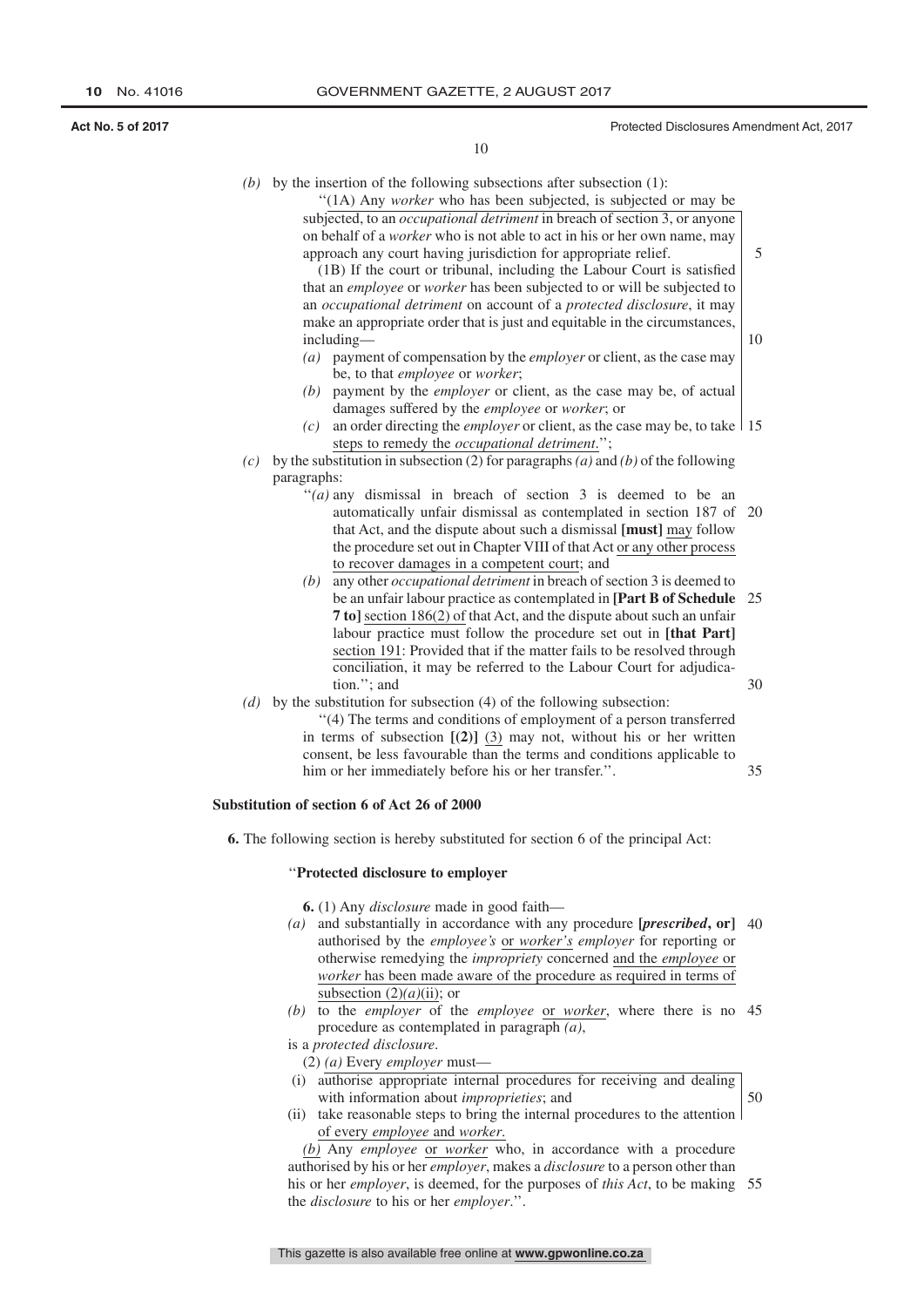*(b)* by the insertion of the following subsections after subsection (1):

"(1A) Any *worker* who has been subjected, is subjected or may be subjected, to an *occupational detriment* in breach of section 3, or anyone on behalf of a *worker* who is not able to act in his or her own name, may approach any court having jurisdiction for appropriate relief.

(1B) If the court or tribunal, including the Labour Court is satisfied that an *employee* or *worker* has been subjected to or will be subjected to an *occupational detriment* on account of a *protected disclosure*, it may make an appropriate order that is just and equitable in the circumstances, including—

*(a)* payment of compensation by the *employer* or client, as the case may be, to that *employee* or *worker*;

*(b)* payment by the *employer* or client, as the case may be, of actual damages suffered by the *employee* or *worker*; or

*(c)* an order directing the *employer* or client, as the case may be, to take steps to remedy the *occupational detriment*.";

*(c)* by the substitution in subsection (2) for paragraphs *(a)* and *(b)* of the following paragraphs:

"*(a)* any dismissal in breach of section 3 is deemed to be an automatically unfair dismissal as contemplated in section 187 of that Act, and the dispute about such a dismissal **[must]** may follow the procedure set out in Chapter VIII of that Act or any other process to recover damages in a competent court; and

*(b)* any other *occupational detriment* in breach of section 3 is deemed to be an unfair labour practice as contemplated in **[Part B of Schedule 7 to]** section 186(2) of that Act, and the dispute about such an unfair labour practice must follow the procedure set out in **[that Part]** section 191: Provided that if the matter fails to be resolved through conciliation, it may be referred to the Labour Court for adjudication."; and

*(d)* by the substitution for subsection (4) of the following subsection:

"(4) The terms and conditions of employment of a person transferred in terms of subsection **[(2)]** (3) may not, without his or her written consent, be less favourable than the terms and conditions applicable to him or her immediately before his or her transfer.".

**Substitution of section 6 of Act 26 of 2000**

**6.** The following section is hereby substituted for section 6 of the principal Act:

"**Protected disclosure to employer**

**6.** (1) Any *disclosure* made in good faith—

*(a)* and substantially in accordance with any procedure **[*prescribed*, or]** authorised by the *employee's* or *worker's* *employer* for reporting or otherwise remedying the *impropriety* concerned and the *employee* or *worker* has been made aware of the procedure as required in terms of subsection (2)*(a)*(ii); or

*(b)* to the *employer* of the *employee* or *worker*, where there is no procedure as contemplated in paragraph *(a)*,

is a *protected disclosure*.

(2) *(a)* Every *employer* must—

(i) authorise appropriate internal procedures for receiving and dealing with information about *improprieties*; and

(ii) take reasonable steps to bring the internal procedures to the attention of every *employee* and *worker*.

*(b)* Any *employee* or *worker* who, in accordance with a procedure authorised by his or her *employer*, makes a *disclosure* to a person other than his or her *employer*, is deemed, for the purposes of *this Act*, to be making the *disclosure* to his or her *employer*.".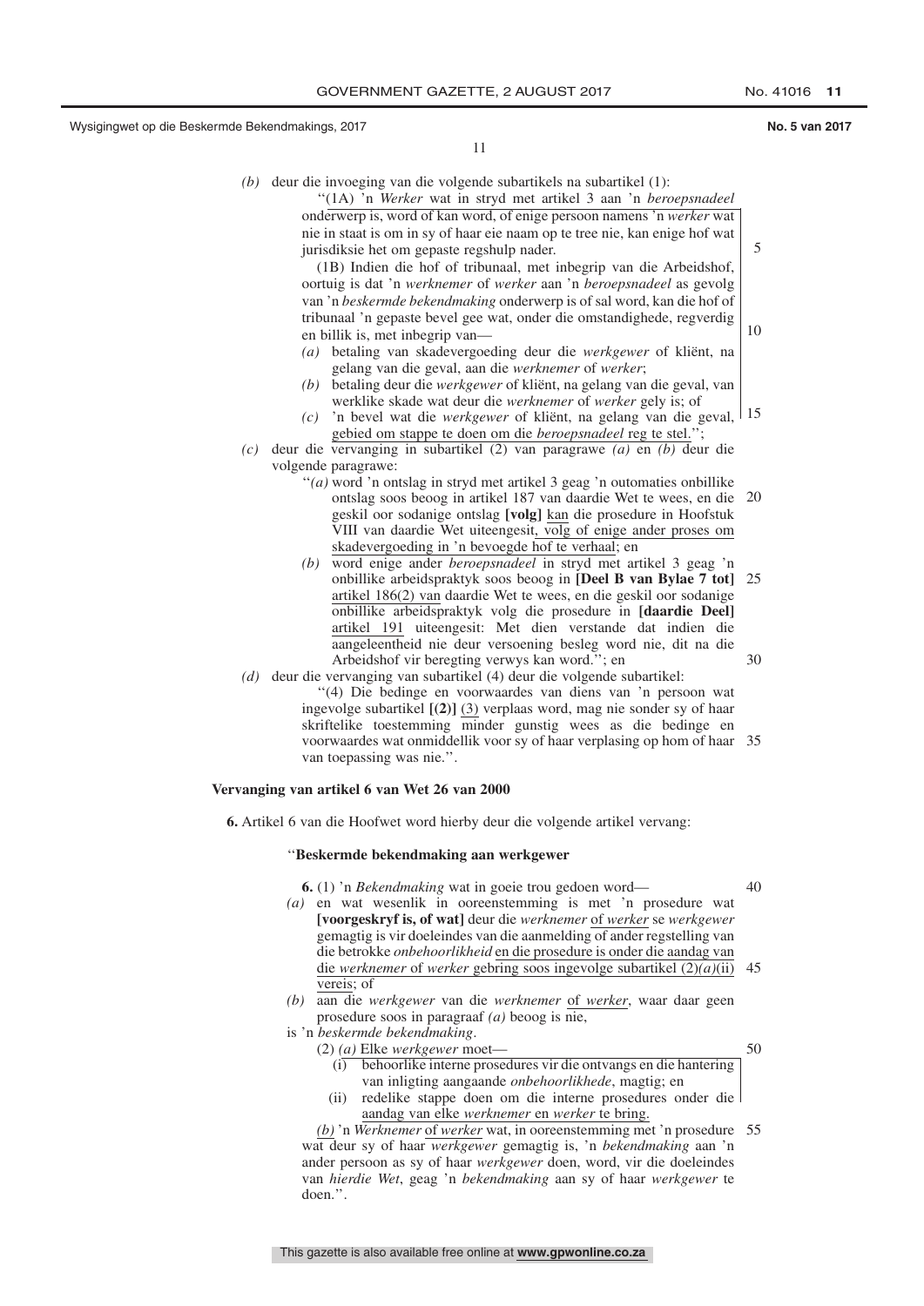*(b)* deur die invoeging van die volgende subartikels na subartikel (1):

''(1A) 'n *Werker* wat in stryd met artikel 3 aan 'n *beroepsnadeel* onderwerp is, word of kan word, of enige persoon namens 'n *werker* wat nie in staat is om in sy of haar eie naam op te tree nie, kan enige hof wat jurisdiksie het om gepaste regshulp nader.

(1B) Indien die hof of tribunaal, met inbegrip van die Arbeidshof, oortuig is dat 'n *werknemer* of *werker* aan 'n *beroepsnadeel* as gevolg van 'n *beskermde bekendmaking* onderwerp is of sal word, kan die hof of tribunaal 'n gepaste bevel gee wat, onder die omstandighede, regverdig en billik is, met inbegrip van—

*(a)* betaling van skadevergoeding deur die *werkgewer* of kliënt, na gelang van die geval, aan die *werknemer* of *werker*;

*(b)* betaling deur die *werkgewer* of kliënt, na gelang van die geval, van werklike skade wat deur die *werknemer* of *werker* gely is; of

*(c)* 'n bevel wat die *werkgewer* of kliënt, na gelang van die geval, gebied om stappe te doen om die *beroepsnadeel* reg te stel.'';

*(c)* deur die vervanging in subartikel (2) van paragrawe *(a)* en *(b)* deur die volgende paragrawe:

''*(a)* word 'n ontslag in stryd met artikel 3 geag 'n outomaties onbillike ontslag soos beoog in artikel 187 van daardie Wet te wees, en die geskil oor sodanige ontslag **[volg]** kan die prosedure in Hoofstuk VIII van daardie Wet uiteengesit, volg of enige ander proses om skadevergoeding in 'n bevoegde hof te verhaal; en

*(b)* word enige ander *beroepsnadeel* in stryd met artikel 3 geag 'n onbillike arbeidspraktyk soos beoog in **[Deel B van Bylae 7 tot]** artikel 186(2) van daardie Wet te wees, en die geskil oor sodanige onbillike arbeidspraktyk volg die prosedure in **[daardie Deel]** artikel 191 uiteengesit: Met dien verstande dat indien die aangeleentheid nie deur versoening besleg word nie, dit na die Arbeidshof vir beregting verwys kan word.''; en

*(d)* deur die vervanging van subartikel (4) deur die volgende subartikel:

''(4) Die bedinge en voorwaardes van diens van 'n persoon wat ingevolge subartikel **[(2)]** (3) verplaas word, mag nie sonder sy of haar skriftelike toestemming minder gunstig wees as die bedinge en voorwaardes wat onmiddellik voor sy of haar verplasing op hom of haar van toepassing was nie.''.

**Vervanging van artikel 6 van Wet 26 van 2000**

**6.** Artikel 6 van die Hoofwet word hierby deur die volgende artikel vervang:

''**Beskermde bekendmaking aan werkgewer**

**6.** (1) 'n *Bekendmaking* wat in goeie trou gedoen word—

*(a)* en wat wesenlik in ooreenstemming is met 'n prosedure wat **[voorgeskryf is, of wat]** deur die *werknemer* of *werker* se *werkgewer* gemagtig is vir doeleindes van die aanmelding of ander regstelling van die betrokke *onbehoorlikheid* en die prosedure is onder die aandag van die *werknemer* of *werker* gebring soos ingevolge subartikel (2)*(a)*(ii) vereis; of

*(b)* aan die *werkgewer* van die *werknemer* of *werker*, waar daar geen prosedure soos in paragraaf *(a)* beoog is nie,

is 'n *beskermde bekendmaking*.

(2) *(a)* Elke *werkgewer* moet—

(i) behoorlike interne prosedures vir die ontvangs en die hantering van inligting aangaande *onbehoorlikhede*, magtig; en

(ii) redelike stappe doen om die interne prosedures onder die aandag van elke *werknemer* en *werker* te bring.

*(b)* 'n *Werknemer* of *werker* wat, in ooreenstemming met 'n prosedure wat deur sy of haar *werkgewer* gemagtig is, 'n *bekendmaking* aan 'n ander persoon as sy of haar *werkgewer* doen, word, vir die doeleindes van *hierdie Wet*, geag 'n *bekendmaking* aan sy of haar *werkgewer* te doen.''.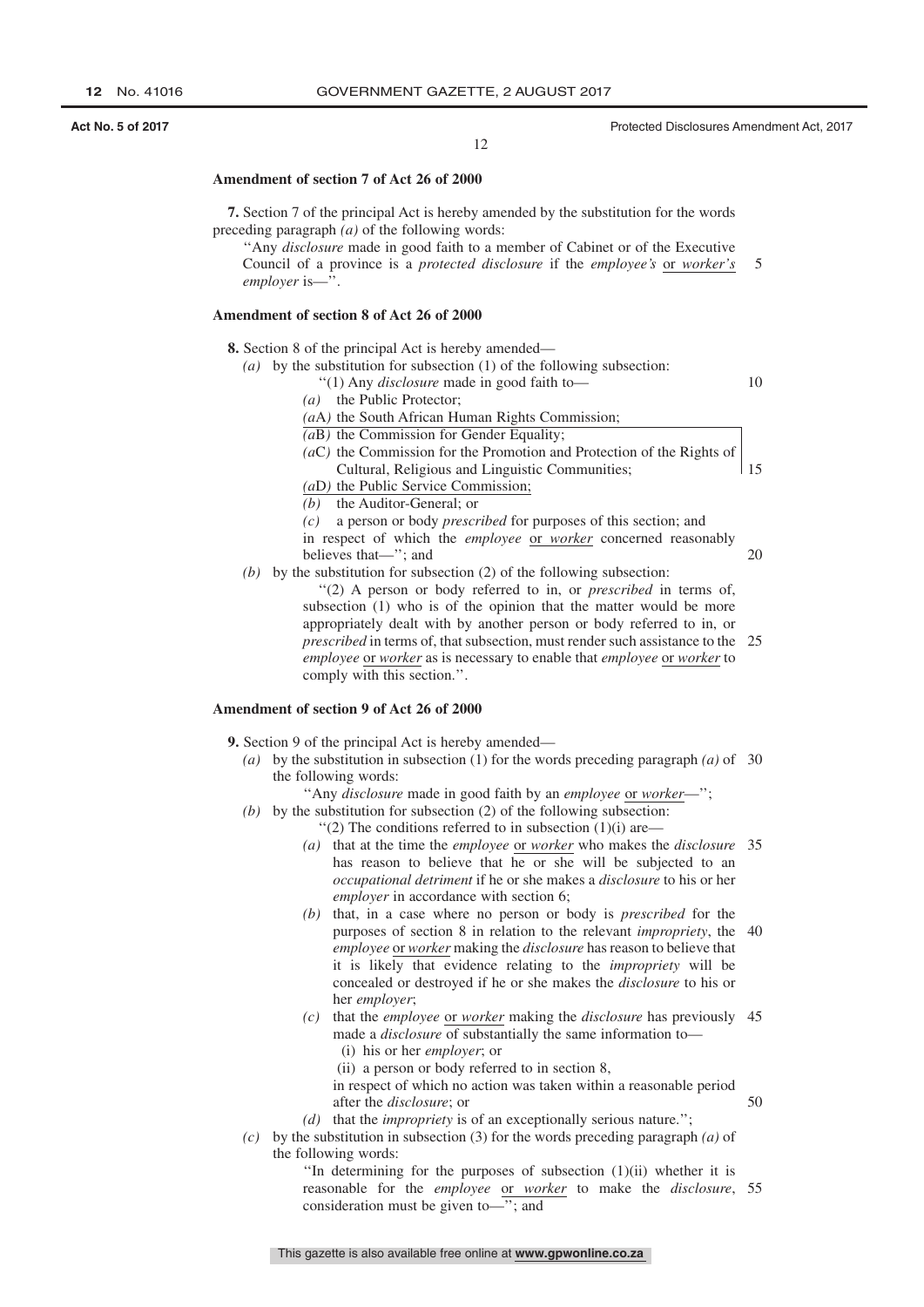**Amendment of section 7 of Act 26 of 2000**

**7.** Section 7 of the principal Act is hereby amended by the substitution for the words preceding paragraph *(a)* of the following words:

''Any *disclosure* made in good faith to a member of Cabinet or of the Executive Council of a province is a *protected disclosure* if the *employee's* <u>or *worker's*</u> *employer* is—''.

**Amendment of section 8 of Act 26 of 2000**

**8.** Section 8 of the principal Act is hereby amended—

*(a)* by the substitution for subsection (1) of the following subsection:

''(1) Any *disclosure* made in good faith to—

*(a)* the Public Protector;

<u>*(a*A*)* the South African Human Rights Commission;</u>

<u>*(a*B*)* the Commission for Gender Equality;</u>

<u>*(a*C*)* the Commission for the Promotion and Protection of the Rights of Cultural, Religious and Linguistic Communities;</u>

<u>*(a*D*)* the Public Service Commission;</u>

*(b)* the Auditor-General; or

*(c)* a person or body *prescribed* for purposes of this section; and

in respect of which the *employee* <u>or *worker*</u> concerned reasonably believes that—''; and

*(b)* by the substitution for subsection (2) of the following subsection:

''(2) A person or body referred to in, or *prescribed* in terms of, subsection (1) who is of the opinion that the matter would be more appropriately dealt with by another person or body referred to in, or *prescribed* in terms of, that subsection, must render such assistance to the *employee* <u>or *worker*</u> as is necessary to enable that *employee* <u>or *worker*</u> to comply with this section.''.

**Amendment of section 9 of Act 26 of 2000**

**9.** Section 9 of the principal Act is hereby amended—

*(a)* by the substitution in subsection (1) for the words preceding paragraph *(a)* of the following words:

''Any *disclosure* made in good faith by an *employee* <u>or *worker*</u>—'';

*(b)* by the substitution for subsection (2) of the following subsection:

''(2) The conditions referred to in subsection (1)(i) are—

*(a)* that at the time the *employee* <u>or *worker*</u> who makes the *disclosure* has reason to believe that he or she will be subjected to an *occupational detriment* if he or she makes a *disclosure* to his or her *employer* in accordance with section 6;

*(b)* that, in a case where no person or body is *prescribed* for the purposes of section 8 in relation to the relevant *impropriety*, the *employee* <u>or *worker*</u> making the *disclosure* has reason to believe that it is likely that evidence relating to the *impropriety* will be concealed or destroyed if he or she makes the *disclosure* to his or her *employer*;

*(c)* that the *employee* <u>or *worker*</u> making the *disclosure* has previously made a *disclosure* of substantially the same information to—

(i) his or her *employer*; or

(ii) a person or body referred to in section 8,

in respect of which no action was taken within a reasonable period after the *disclosure*; or

*(d)* that the *impropriety* is of an exceptionally serious nature.'';

*(c)* by the substitution in subsection (3) for the words preceding paragraph *(a)* of the following words:

''In determining for the purposes of subsection (1)(ii) whether it is reasonable for the *employee* <u>or *worker*</u> to make the *disclosure*, consideration must be given to—''; and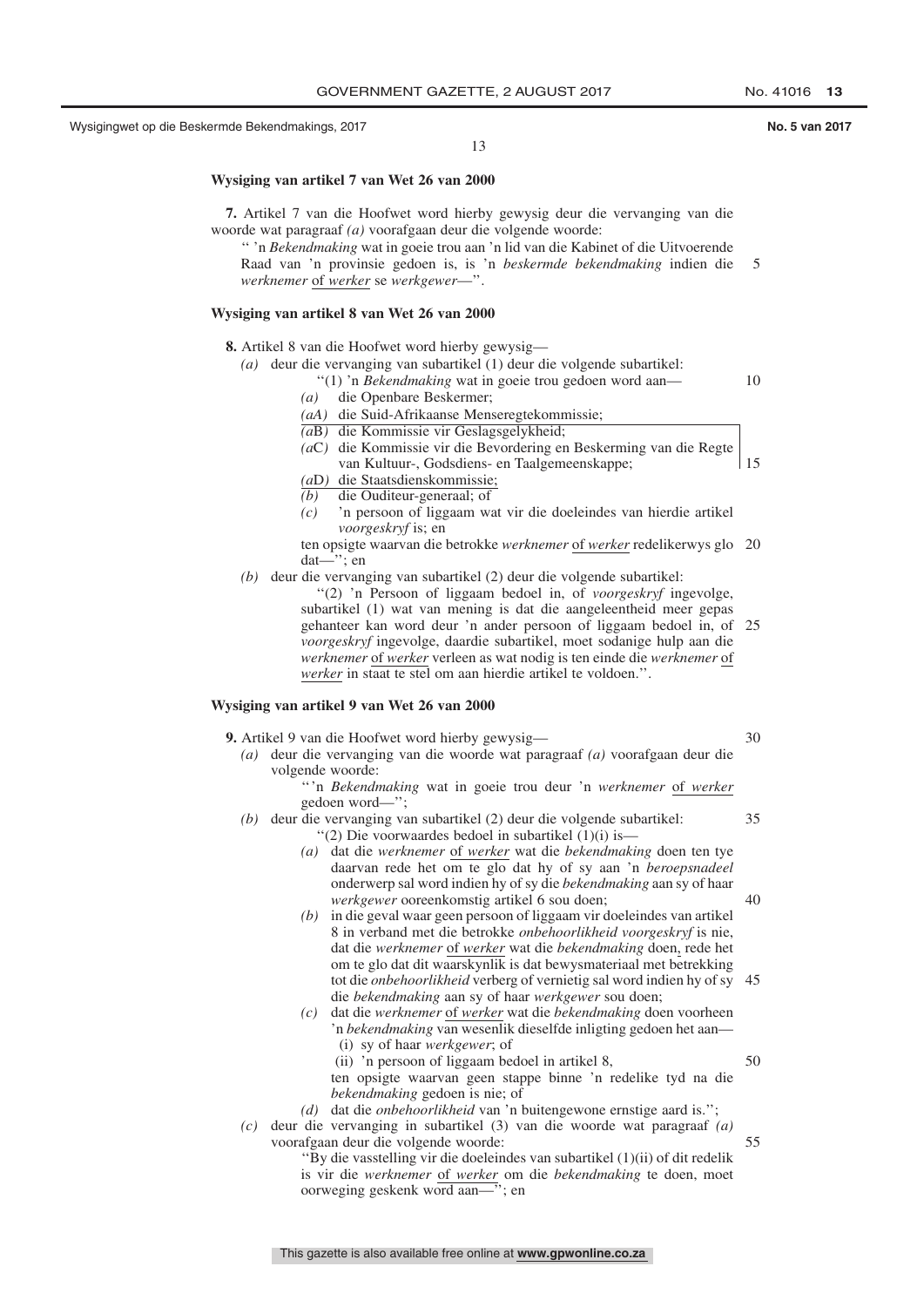**Wysiging van artikel 7 van Wet 26 van 2000**

**7.** Artikel 7 van die Hoofwet word hierby gewysig deur die vervanging van die woorde wat paragraaf *(a)* voorafgaan deur die volgende woorde:

" 'n *Bekendmaking* wat in goeie trou aan 'n lid van die Kabinet of die Uitvoerende Raad van 'n provinsie gedoen is, is 'n *beskermde bekendmaking* indien die *werknemer* of *werker* se *werkgewer*—".

**Wysiging van artikel 8 van Wet 26 van 2000**

**8.** Artikel 8 van die Hoofwet word hierby gewysig—

*(a)* deur die vervanging van subartikel (1) deur die volgende subartikel:

"(1) 'n *Bekendmaking* wat in goeie trou gedoen word aan—

*(a)* die Openbare Beskermer;

*(aA)* die Suid-Afrikaanse Menseregtekommissie;

*(a*B*)* die Kommissie vir Geslagsgelykheid;

*(a*C*)* die Kommissie vir die Bevordering en Beskerming van die Regte van Kultuur-, Godsdiens- en Taalgemeenskappe;

*(a*D*)* die Staatsdienskommissie;

*(b)* die Ouditeur-generaal; of

*(c)* 'n persoon of liggaam wat vir die doeleindes van hierdie artikel *voorgeskryf* is; en

ten opsigte waarvan die betrokke *werknemer* of *werker* redelikerwys glo dat—"; en

*(b)* deur die vervanging van subartikel (2) deur die volgende subartikel:

"(2) 'n Persoon of liggaam bedoel in, of *voorgeskryf* ingevolge, subartikel (1) wat van mening is dat die aangeleentheid meer gepas gehanteer kan word deur 'n ander persoon of liggaam bedoel in, of *voorgeskryf* ingevolge, daardie subartikel, moet sodanige hulp aan die *werknemer* of *werker* verleen as wat nodig is ten einde die *werknemer* of *werker* in staat te stel om aan hierdie artikel te voldoen.".

**Wysiging van artikel 9 van Wet 26 van 2000**

**9.** Artikel 9 van die Hoofwet word hierby gewysig—

*(a)* deur die vervanging van die woorde wat paragraaf *(a)* voorafgaan deur die volgende woorde:

"'n *Bekendmaking* wat in goeie trou deur 'n *werknemer* of *werker* gedoen word—";

*(b)* deur die vervanging van subartikel (2) deur die volgende subartikel:

"(2) Die voorwaardes bedoel in subartikel (1)(i) is—

*(a)* dat die *werknemer* of *werker* wat die *bekendmaking* doen ten tye daarvan rede het om te glo dat hy of sy aan 'n *beroepsnadeel* onderwerp sal word indien hy of sy die *bekendmaking* aan sy of haar *werkgewer* ooreenkomstig artikel 6 sou doen;

*(b)* in die geval waar geen persoon of liggaam vir doeleindes van artikel 8 in verband met die betrokke *onbehoorlikheid voorgeskryf* is nie, dat die *werknemer* of *werker* wat die *bekendmaking* doen, rede het om te glo dat dit waarskynlik is dat bewysmateriaal met betrekking tot die *onbehoorlikheid* verberg of vernietig sal word indien hy of sy die *bekendmaking* aan sy of haar *werkgewer* sou doen;

*(c)* dat die *werknemer* of *werker* wat die *bekendmaking* doen voorheen 'n *bekendmaking* van wesenlik dieselfde inligting gedoen het aan—

(i) sy of haar *werkgewer*; of

(ii) 'n persoon of liggaam bedoel in artikel 8,

ten opsigte waarvan geen stappe binne 'n redelike tyd na die *bekendmaking* gedoen is nie; of

*(d)* dat die *onbehoorlikheid* van 'n buitengewone ernstige aard is.";

*(c)* deur die vervanging in subartikel (3) van die woorde wat paragraaf *(a)* voorafgaan deur die volgende woorde:

"By die vasstelling vir die doeleindes van subartikel (1)(ii) of dit redelik is vir die *werknemer* of *werker* om die *bekendmaking* te doen, moet oorweging geskenk word aan—"; en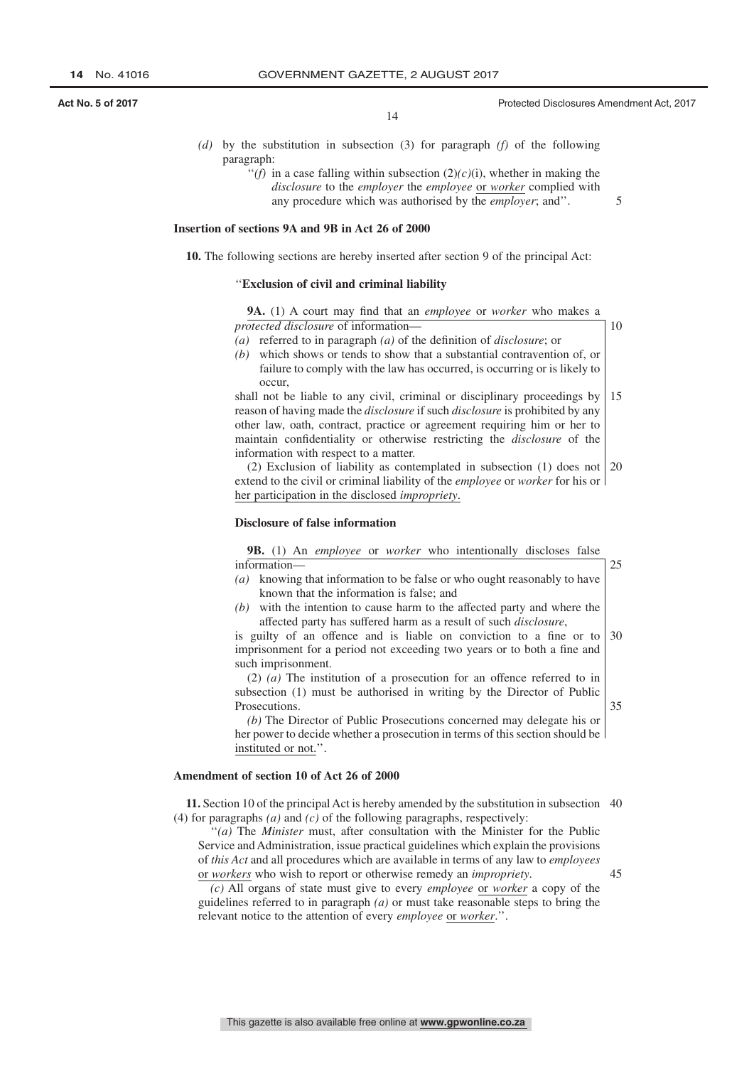*(d)* by the substitution in subsection (3) for paragraph *(f)* of the following paragraph:

> ''*(f)* in a case falling within subsection (2)*(c)*(i), whether in making the *disclosure* to the *employer* the *employee* or *worker* complied with any procedure which was authorised by the *employer*; and''.

**Insertion of sections 9A and 9B in Act 26 of 2000**

**10.** The following sections are hereby inserted after section 9 of the principal Act:

''**Exclusion of civil and criminal liability**

**9A.** (1) A court may find that an *employee* or *worker* who makes a *protected disclosure* of information—

*(a)* referred to in paragraph *(a)* of the definition of *disclosure*; or

*(b)* which shows or tends to show that a substantial contravention of, or failure to comply with the law has occurred, is occurring or is likely to occur,

shall not be liable to any civil, criminal or disciplinary proceedings by reason of having made the *disclosure* if such *disclosure* is prohibited by any other law, oath, contract, practice or agreement requiring him or her to maintain confidentiality or otherwise restricting the *disclosure* of the information with respect to a matter.

(2) Exclusion of liability as contemplated in subsection (1) does not extend to the civil or criminal liability of the *employee* or *worker* for his or her participation in the disclosed *impropriety*.

**Disclosure of false information**

**9B.** (1) An *employee* or *worker* who intentionally discloses false information—

*(a)* knowing that information to be false or who ought reasonably to have known that the information is false; and

*(b)* with the intention to cause harm to the affected party and where the affected party has suffered harm as a result of such *disclosure*,

is guilty of an offence and is liable on conviction to a fine or to imprisonment for a period not exceeding two years or to both a fine and such imprisonment.

(2) *(a)* The institution of a prosecution for an offence referred to in subsection (1) must be authorised in writing by the Director of Public Prosecutions.

*(b)* The Director of Public Prosecutions concerned may delegate his or her power to decide whether a prosecution in terms of this section should be instituted or not.''.

**Amendment of section 10 of Act 26 of 2000**

**11.** Section 10 of the principal Act is hereby amended by the substitution in subsection (4) for paragraphs *(a)* and *(c)* of the following paragraphs, respectively:

> ''*(a)* The *Minister* must, after consultation with the Minister for the Public Service and Administration, issue practical guidelines which explain the provisions of *this Act* and all procedures which are available in terms of any law to *employees* or *workers* who wish to report or otherwise remedy an *impropriety*.
>
> *(c)* All organs of state must give to every *employee* or *worker* a copy of the guidelines referred to in paragraph *(a)* or must take reasonable steps to bring the relevant notice to the attention of every *employee* or *worker*.''.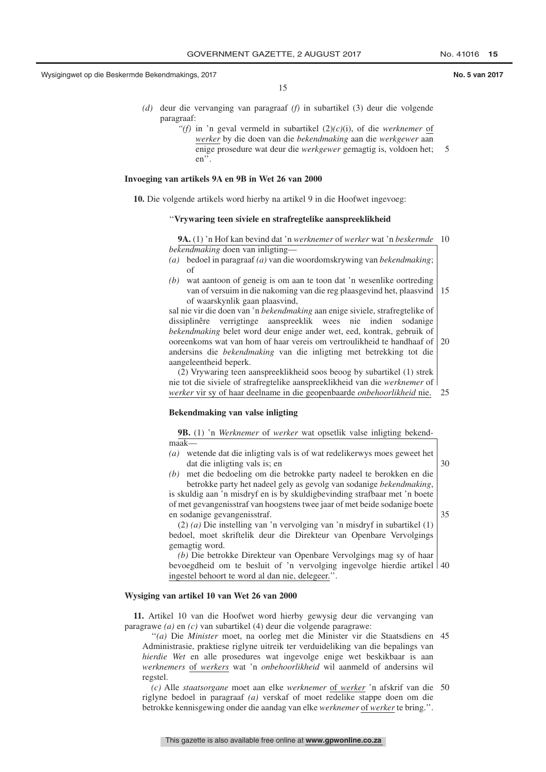*(d)* deur die vervanging van paragraaf *(f)* in subartikel (3) deur die volgende paragraaf:

> "*(f)* in 'n geval vermeld in subartikel (2)*(c)*(i), of die *werknemer* of *werker* by die doen van die *bekendmaking* aan die *werkgewer* aan enige prosedure wat deur die *werkgewer* gemagtig is, voldoen het; en".

**Invoeging van artikels 9A en 9B in Wet 26 van 2000**

**10.** Die volgende artikels word hierby na artikel 9 in die Hoofwet ingevoeg:

"**Vrywaring teen siviele en strafregtelike aanspreeklikheid**

**9A.** (1) 'n Hof kan bevind dat 'n *werknemer* of *werker* wat 'n *beskermde bekendmaking* doen van inligting—

*(a)* bedoel in paragraaf *(a)* van die woordomskrywing van *bekendmaking*; of

*(b)* wat aantoon of geneig is om aan te toon dat 'n wesenlike oortreding van of versuim in die nakoming van die reg plaasgevind het, plaasvind of waarskynlik gaan plaasvind,

sal nie vir die doen van 'n *bekendmaking* aan enige siviele, strafregtelike of dissiplinêre verrigtinge aanspreeklik wees nie indien sodanige *bekendmaking* belet word deur enige ander wet, eed, kontrak, gebruik of ooreenkoms wat van hom of haar vereis om vertroulikheid te handhaaf of andersins die *bekendmaking* van die inligting met betrekking tot die aangeleentheid beperk.

(2) Vrywaring teen aanspreeklikheid soos beoog by subartikel (1) strek nie tot die siviele of strafregtelike aanspreeklikheid van die *werknemer* of *werker* vir sy of haar deelname in die geopenbaarde *onbehoorlikheid* nie.

**Bekendmaking van valse inligting**

**9B.** (1) 'n *Werknemer* of *werker* wat opsetlik valse inligting bekendmaak—

*(a)* wetende dat die inligting vals is of wat redelikerwys moes geweet het dat die inligting vals is; en

*(b)* met die bedoeling om die betrokke party nadeel te berokken en die betrokke party het nadeel gely as gevolg van sodanige *bekendmaking*,

is skuldig aan 'n misdryf en is by skuldigbevinding strafbaar met 'n boete of met gevangenisstraf van hoogstens twee jaar of met beide sodanige boete en sodanige gevangenisstraf.

(2) *(a)* Die instelling van 'n vervolging van 'n misdryf in subartikel (1) bedoel, moet skriftelik deur die Direkteur van Openbare Vervolgings gemagtig word.

*(b)* Die betrokke Direkteur van Openbare Vervolgings mag sy of haar bevoegdheid om te besluit of 'n vervolging ingevolge hierdie artikel ingestel behoort te word al dan nie, delegeer.".

**Wysiging van artikel 10 van Wet 26 van 2000**

**11.** Artikel 10 van die Hoofwet word hierby gewysig deur die vervanging van paragrawe *(a)* en *(c)* van subartikel (4) deur die volgende paragrawe:

"*(a)* Die *Minister* moet, na oorleg met die Minister vir die Staatsdiens en Administrasie, praktiese riglyne uitreik ter verduideliking van die bepalings van *hierdie Wet* en alle prosedures wat ingevolge enige wet beskikbaar is aan *werknemers* of *werkers* wat 'n *onbehoorlikheid* wil aanmeld of andersins wil regstel.

*(c)* Alle *staatsorgane* moet aan elke *werknemer* of *werker* 'n afskrif van die riglyne bedoel in paragraaf *(a)* verskaf of moet redelike stappe doen om die betrokke kennisgewing onder die aandag van elke *werknemer* of *werker* te bring.".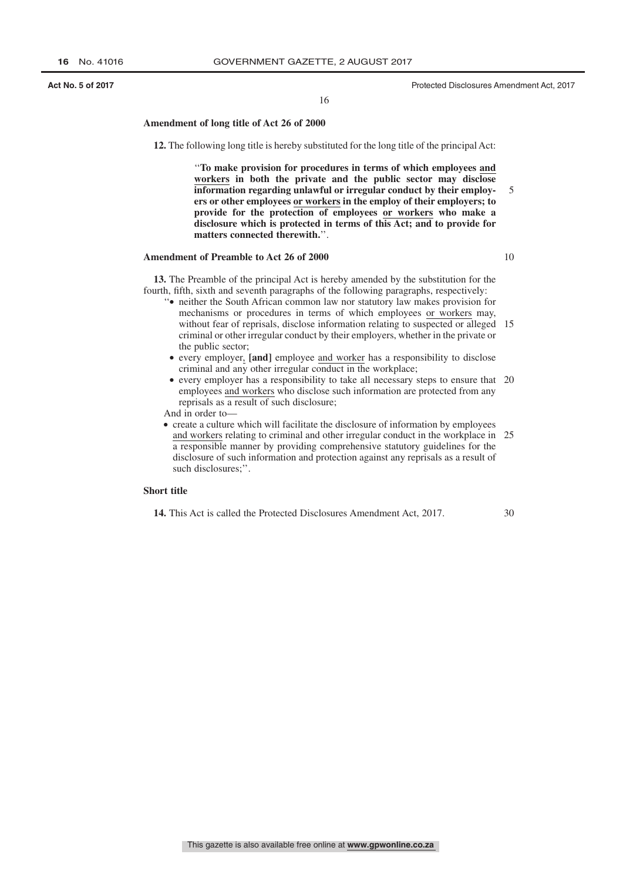### Amendment of long title of Act 26 of 2000

**12.** The following long title is hereby substituted for the long title of the principal Act:

> ''**To make provision for procedures in terms of which employees <u>and workers</u> in both the private and the public sector may disclose information regarding unlawful or irregular conduct by their employers or other employees <u>or workers</u> in the employ of their employers; to provide for the protection of employees <u>or workers</u> who make a disclosure which is protected in terms of this Act; and to provide for matters connected therewith.**''.

### Amendment of Preamble to Act 26 of 2000

**13.** The Preamble of the principal Act is hereby amended by the substitution for the fourth, fifth, sixth and seventh paragraphs of the following paragraphs, respectively:

''• neither the South African common law nor statutory law makes provision for mechanisms or procedures in terms of which employees <u>or workers</u> may, without fear of reprisals, disclose information relating to suspected or alleged criminal or other irregular conduct by their employers, whether in the private or the public sector;

- every employer<u>,</u> **[and]** employee <u>and worker</u> has a responsibility to disclose criminal and any other irregular conduct in the workplace;
- every employer has a responsibility to take all necessary steps to ensure that employees <u>and workers</u> who disclose such information are protected from any reprisals as a result of such disclosure;

And in order to—

- create a culture which will facilitate the disclosure of information by employees <u>and workers</u> relating to criminal and other irregular conduct in the workplace in a responsible manner by providing comprehensive statutory guidelines for the disclosure of such information and protection against any reprisals as a result of such disclosures;''.

### Short title

**14.** This Act is called the Protected Disclosures Amendment Act, 2017.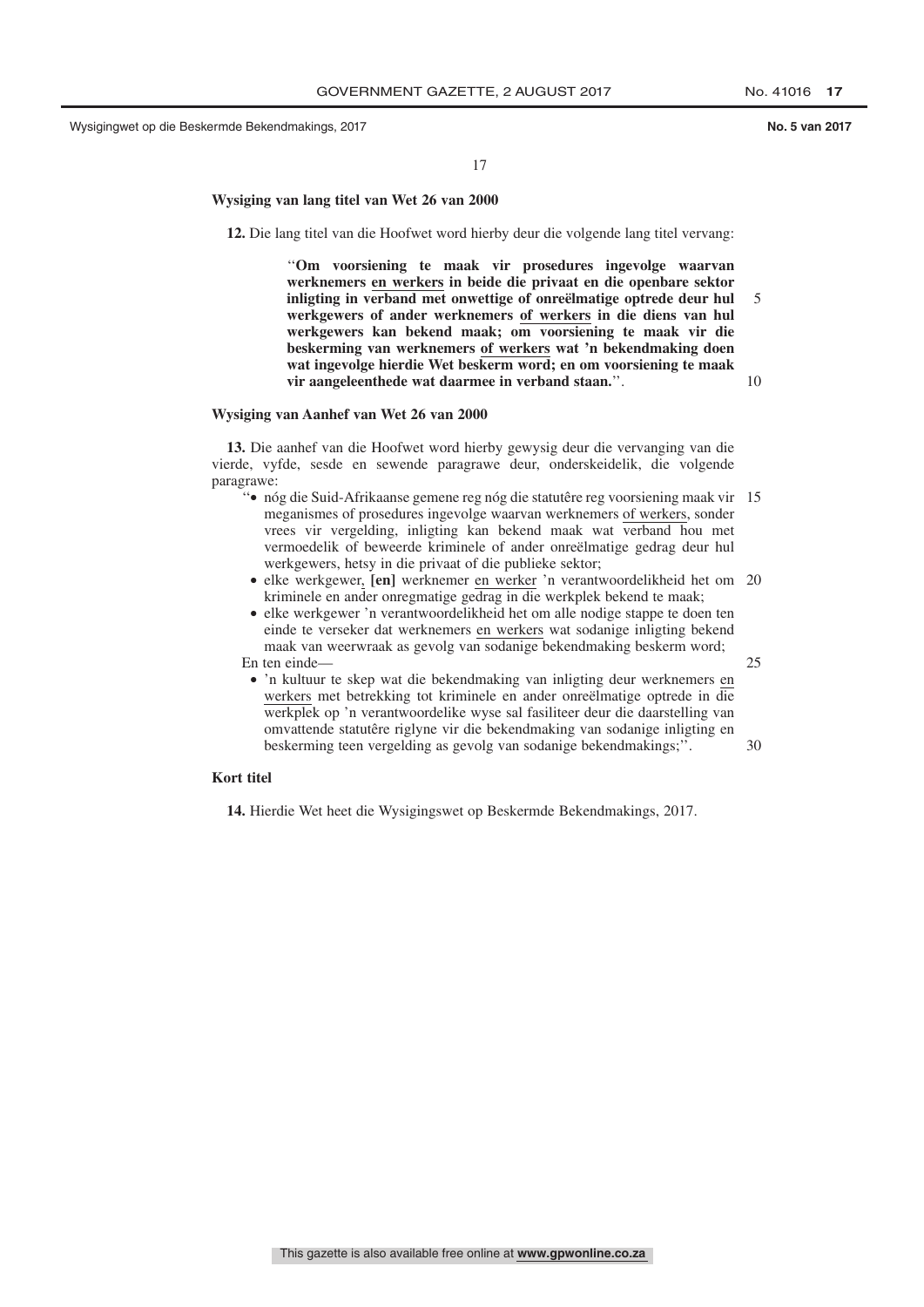## Wysiging van lang titel van Wet 26 van 2000

**12.** Die lang titel van die Hoofwet word hierby deur die volgende lang titel vervang:

> ''**Om voorsiening te maak vir prosedures ingevolge waarvan werknemers en werkers in beide die privaat en die openbare sektor inligting in verband met onwettige of onreëlmatige optrede deur hul werkgewers of ander werknemers of werkers in die diens van hul werkgewers kan bekend maak; om voorsiening te maak vir die beskerming van werknemers of werkers wat 'n bekendmaking doen wat ingevolge hierdie Wet beskerm word; en om voorsiening te maak vir aangeleenthede wat daarmee in verband staan.**''.

## Wysiging van Aanhef van Wet 26 van 2000

**13.** Die aanhef van die Hoofwet word hierby gewysig deur die vervanging van die vierde, vyfde, sesde en sewende paragrawe deur, onderskeidelik, die volgende paragrawe:

''• nóg die Suid-Afrikaanse gemene reg nóg die statutêre reg voorsiening maak vir meganismes of prosedures ingevolge waarvan werknemers of werkers, sonder vrees vir vergelding, inligting kan bekend maak wat verband hou met vermoedelik of beweerde kriminele of ander onreëlmatige gedrag deur hul werkgewers, hetsy in die privaat of die publieke sektor;

• elke werkgewer, **[en]** werknemer en werker 'n verantwoordelikheid het om kriminele en ander onregmatige gedrag in die werkplek bekend te maak;

• elke werkgewer 'n verantwoordelikheid het om alle nodige stappe te doen ten einde te verseker dat werknemers en werkers wat sodanige inligting bekend maak van weerwraak as gevolg van sodanige bekendmaking beskerm word;

En ten einde—

• 'n kultuur te skep wat die bekendmaking van inligting deur werknemers en werkers met betrekking tot kriminele en ander onreëlmatige optrede in die werkplek op 'n verantwoordelike wyse sal fasiliteer deur die daarstelling van omvattende statutêre riglyne vir die bekendmaking van sodanige inligting en beskerming teen vergelding as gevolg van sodanige bekendmakings;''.

## Kort titel

**14.** Hierdie Wet heet die Wysigingswet op Beskermde Bekendmakings, 2017.